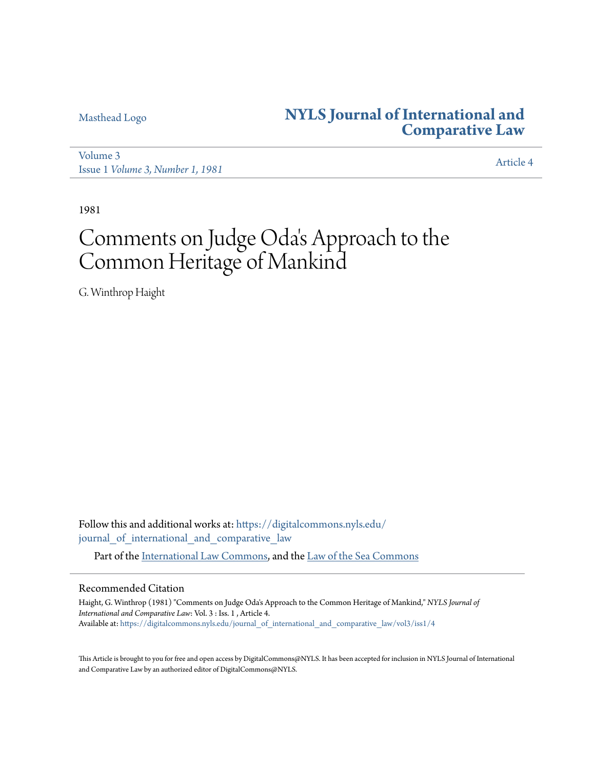Masthead Logo

# NYLS Journal of International and Comparative Law

Volume 3
Issue 1 *Volume 3, Number 1, 1981*

Article 4

1981

# Comments on Judge Oda's Approach to the Common Heritage of Mankind

G. Winthrop Haight

Follow this and additional works at: https://digitalcommons.nyls.edu/journal_of_international_and_comparative_law

Part of the International Law Commons, and the Law of the Sea Commons

## Recommended Citation

Haight, G. Winthrop (1981) "Comments on Judge Oda's Approach to the Common Heritage of Mankind," *NYLS Journal of International and Comparative Law*: Vol. 3 : Iss. 1 , Article 4.
Available at: https://digitalcommons.nyls.edu/journal_of_international_and_comparative_law/vol3/iss1/4

This Article is brought to you for free and open access by DigitalCommons@NYLS. It has been accepted for inclusion in NYLS Journal of International and Comparative Law by an authorized editor of DigitalCommons@NYLS.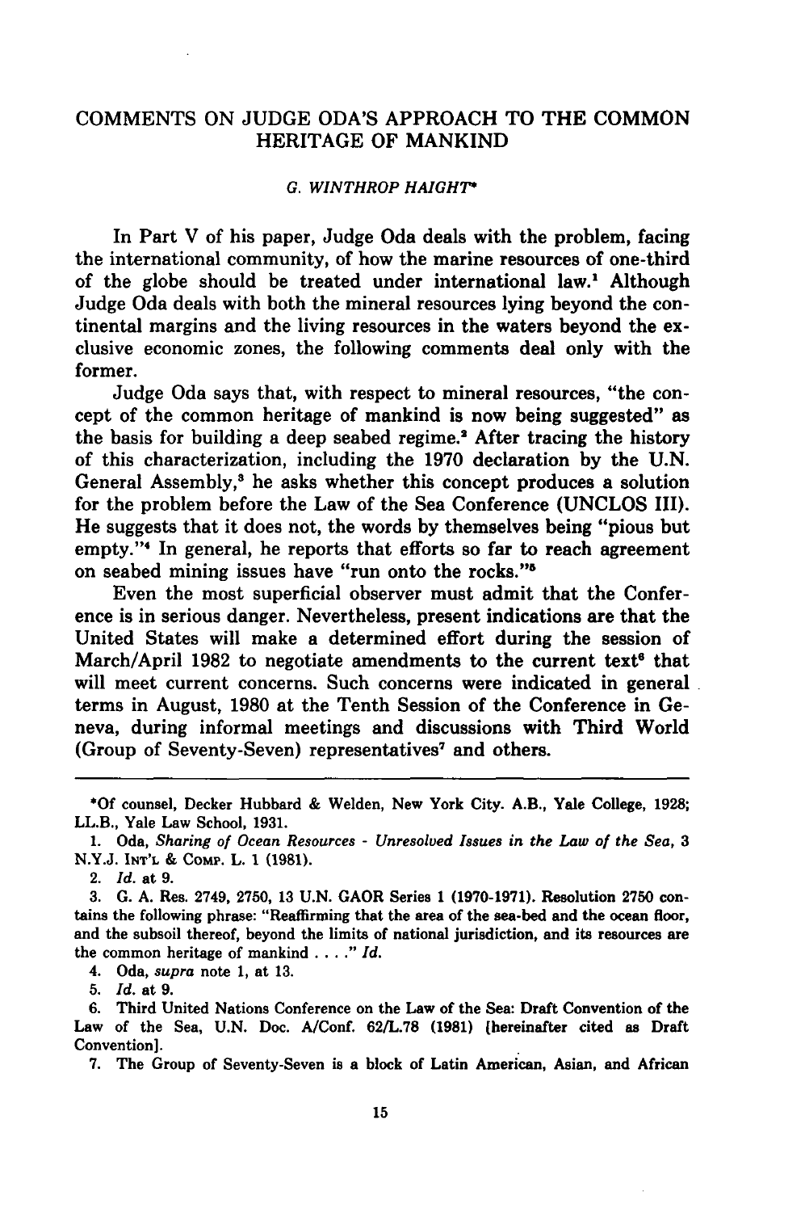# COMMENTS ON JUDGE ODA'S APPROACH TO THE COMMON HERITAGE OF MANKIND

*G. WINTHROP HAIGHT*\*

In Part V of his paper, Judge Oda deals with the problem, facing the international community, of how the marine resources of one-third of the globe should be treated under international law.[1] Although Judge Oda deals with both the mineral resources lying beyond the continental margins and the living resources in the waters beyond the exclusive economic zones, the following comments deal only with the former.

Judge Oda says that, with respect to mineral resources, "the concept of the common heritage of mankind is now being suggested" as the basis for building a deep seabed regime.[2] After tracing the history of this characterization, including the 1970 declaration by the U.N. General Assembly,[3] he asks whether this concept produces a solution for the problem before the Law of the Sea Conference (UNCLOS III). He suggests that it does not, the words by themselves being "pious but empty."[4] In general, he reports that efforts so far to reach agreement on seabed mining issues have "run onto the rocks."[5]

Even the most superficial observer must admit that the Conference is in serious danger. Nevertheless, present indications are that the United States will make a determined effort during the session of March/April 1982 to negotiate amendments to the current text[6] that will meet current concerns. Such concerns were indicated in general terms in August, 1980 at the Tenth Session of the Conference in Geneva, during informal meetings and discussions with Third World (Group of Seventy-Seven) representatives[7] and others.

---

\*Of counsel, Decker Hubbard & Welden, New York City. A.B., Yale College, 1928; LL.B., Yale Law School, 1931.

1. Oda, *Sharing of Ocean Resources - Unresolved Issues in the Law of the Sea*, 3 N.Y.J. INT'L & COMP. L. 1 (1981).

2. *Id.* at 9.

3. G. A. Res. 2749, 2750, 13 U.N. GAOR Series 1 (1970-1971). Resolution 2750 contains the following phrase: "Reaffirming that the area of the sea-bed and the ocean floor, and the subsoil thereof, beyond the limits of national jurisdiction, and its resources are the common heritage of mankind . . . ." *Id.*

4. Oda, *supra* note 1, at 13.

5. *Id.* at 9.

6. Third United Nations Conference on the Law of the Sea: Draft Convention of the Law of the Sea, U.N. Doc. A/Conf. 62/L.78 (1981) [hereinafter cited as Draft Convention].

7. The Group of Seventy-Seven is a block of Latin American, Asian, and African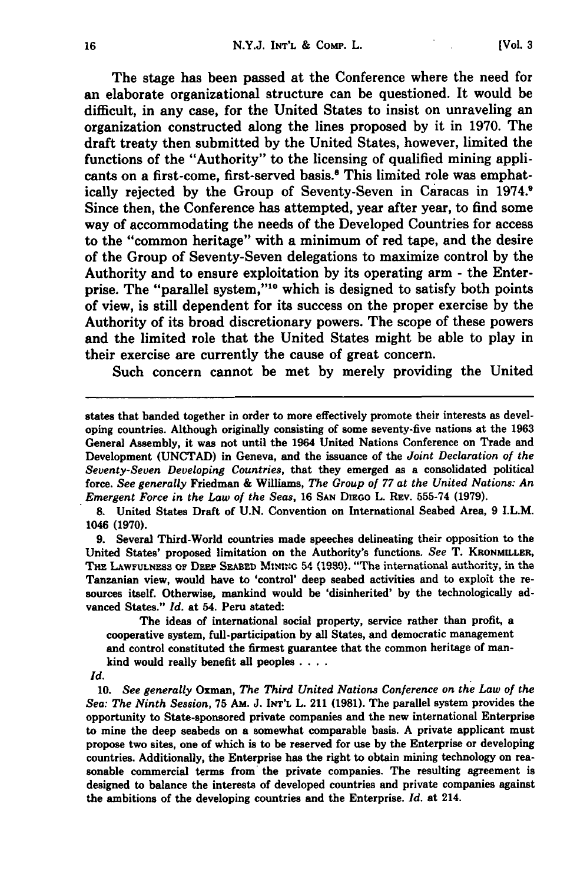The stage has been passed at the Conference where the need for an elaborate organizational structure can be questioned. It would be difficult, in any case, for the United States to insist on unraveling an organization constructed along the lines proposed by it in 1970. The draft treaty then submitted by the United States, however, limited the functions of the "Authority" to the licensing of qualified mining applicants on a first-come, first-served basis.[8] This limited role was emphatically rejected by the Group of Seventy-Seven in Caracas in 1974.[9] Since then, the Conference has attempted, year after year, to find some way of accommodating the needs of the Developed Countries for access to the "common heritage" with a minimum of red tape, and the desire of the Group of Seventy-Seven delegations to maximize control by the Authority and to ensure exploitation by its operating arm - the Enterprise. The "parallel system,"[10] which is designed to satisfy both points of view, is still dependent for its success on the proper exercise by the Authority of its broad discretionary powers. The scope of these powers and the limited role that the United States might be able to play in their exercise are currently the cause of great concern.

Such concern cannot be met by merely providing the United

---

states that banded together in order to more effectively promote their interests as developing countries. Although originally consisting of some seventy-five nations at the 1963 General Assembly, it was not until the 1964 United Nations Conference on Trade and Development (UNCTAD) in Geneva, and the issuance of the *Joint Declaration of the Seventy-Seven Developing Countries*, that they emerged as a consolidated political force. *See generally* Friedman & Williams, *The Group of 77 at the United Nations: An Emergent Force in the Law of the Seas*, 16 SAN DIEGO L. REV. 555-74 (1979).

8. United States Draft of U.N. Convention on International Seabed Area, 9 I.L.M. 1046 (1970).

9. Several Third-World countries made speeches delineating their opposition to the United States' proposed limitation on the Authority's functions. *See* T. KRONMILLER, THE LAWFULNESS OF DEEP SEABED MINING 54 (1980). "The international authority, in the Tanzanian view, would have to 'control' deep seabed activities and to exploit the resources itself. Otherwise, mankind would be 'disinherited' by the technologically advanced States." *Id.* at 54. Peru stated:

> The ideas of international social property, service rather than profit, a cooperative system, full-participation by all States, and democratic management and control constituted the firmest guarantee that the common heritage of mankind would really benefit all peoples . . . .

*Id.*

10. *See generally* Oxman, *The Third United Nations Conference on the Law of the Sea: The Ninth Session*, 75 AM. J. INT'L L. 211 (1981). The parallel system provides the opportunity to State-sponsored private companies and the new international Enterprise to mine the deep seabeds on a somewhat comparable basis. A private applicant must propose two sites, one of which is to be reserved for use by the Enterprise or developing countries. Additionally, the Enterprise has the right to obtain mining technology on reasonable commercial terms from the private companies. The resulting agreement is designed to balance the interests of developed countries and private companies against the ambitions of the developing countries and the Enterprise. *Id.* at 214.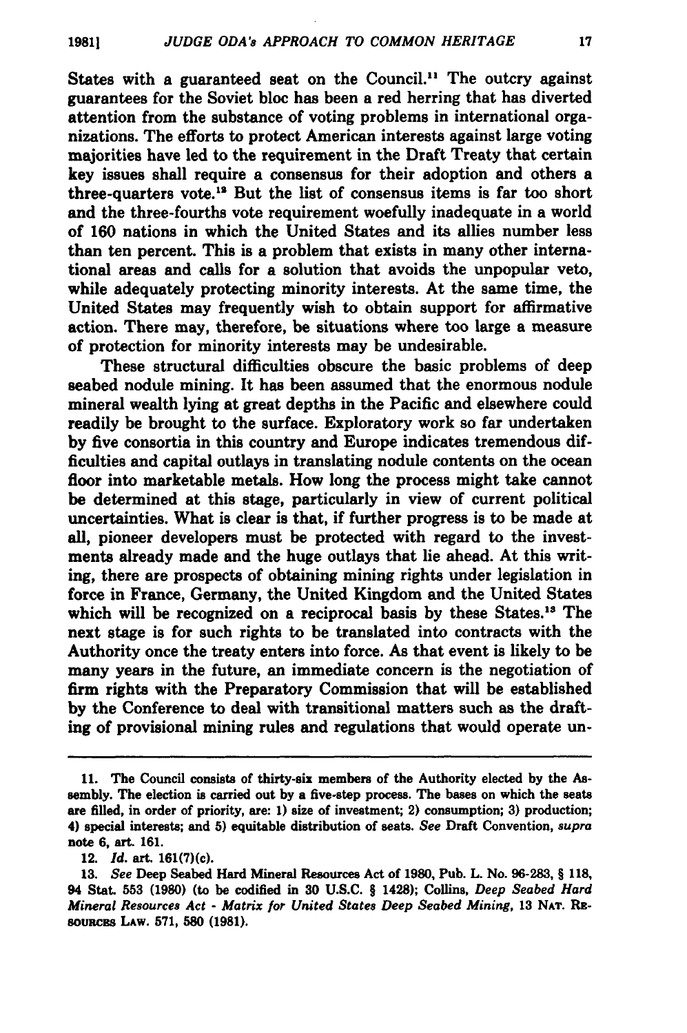States with a guaranteed seat on the Council.[11] The outcry against guarantees for the Soviet bloc has been a red herring that has diverted attention from the substance of voting problems in international organizations. The efforts to protect American interests against large voting majorities have led to the requirement in the Draft Treaty that certain key issues shall require a consensus for their adoption and others a three-quarters vote.[12] But the list of consensus items is far too short and the three-fourths vote requirement woefully inadequate in a world of 160 nations in which the United States and its allies number less than ten percent. This is a problem that exists in many other international areas and calls for a solution that avoids the unpopular veto, while adequately protecting minority interests. At the same time, the United States may frequently wish to obtain support for affirmative action. There may, therefore, be situations where too large a measure of protection for minority interests may be undesirable.

These structural difficulties obscure the basic problems of deep seabed nodule mining. It has been assumed that the enormous nodule mineral wealth lying at great depths in the Pacific and elsewhere could readily be brought to the surface. Exploratory work so far undertaken by five consortia in this country and Europe indicates tremendous difficulties and capital outlays in translating nodule contents on the ocean floor into marketable metals. How long the process might take cannot be determined at this stage, particularly in view of current political uncertainties. What is clear is that, if further progress is to be made at all, pioneer developers must be protected with regard to the investments already made and the huge outlays that lie ahead. At this writing, there are prospects of obtaining mining rights under legislation in force in France, Germany, the United Kingdom and the United States which will be recognized on a reciprocal basis by these States.[13] The next stage is for such rights to be translated into contracts with the Authority once the treaty enters into force. As that event is likely to be many years in the future, an immediate concern is the negotiation of firm rights with the Preparatory Commission that will be established by the Conference to deal with transitional matters such as the drafting of provisional mining rules and regulations that would operate un-

---

11. The Council consists of thirty-six members of the Authority elected by the Assembly. The election is carried out by a five-step process. The bases on which the seats are filled, in order of priority, are: 1) size of investment; 2) consumption; 3) production; 4) special interests; and 5) equitable distribution of seats. *See* Draft Convention, *supra* note 6, art. 161.

12. *Id.* art. 161(7)(c).

13. *See* Deep Seabed Hard Mineral Resources Act of 1980, Pub. L. No. 96-283, § 118, 94 Stat. 553 (1980) (to be codified in 30 U.S.C. § 1428); Collins, *Deep Seabed Hard Mineral Resources Act - Matrix for United States Deep Seabed Mining*, 13 NAT. RESOURCES LAW. 571, 580 (1981).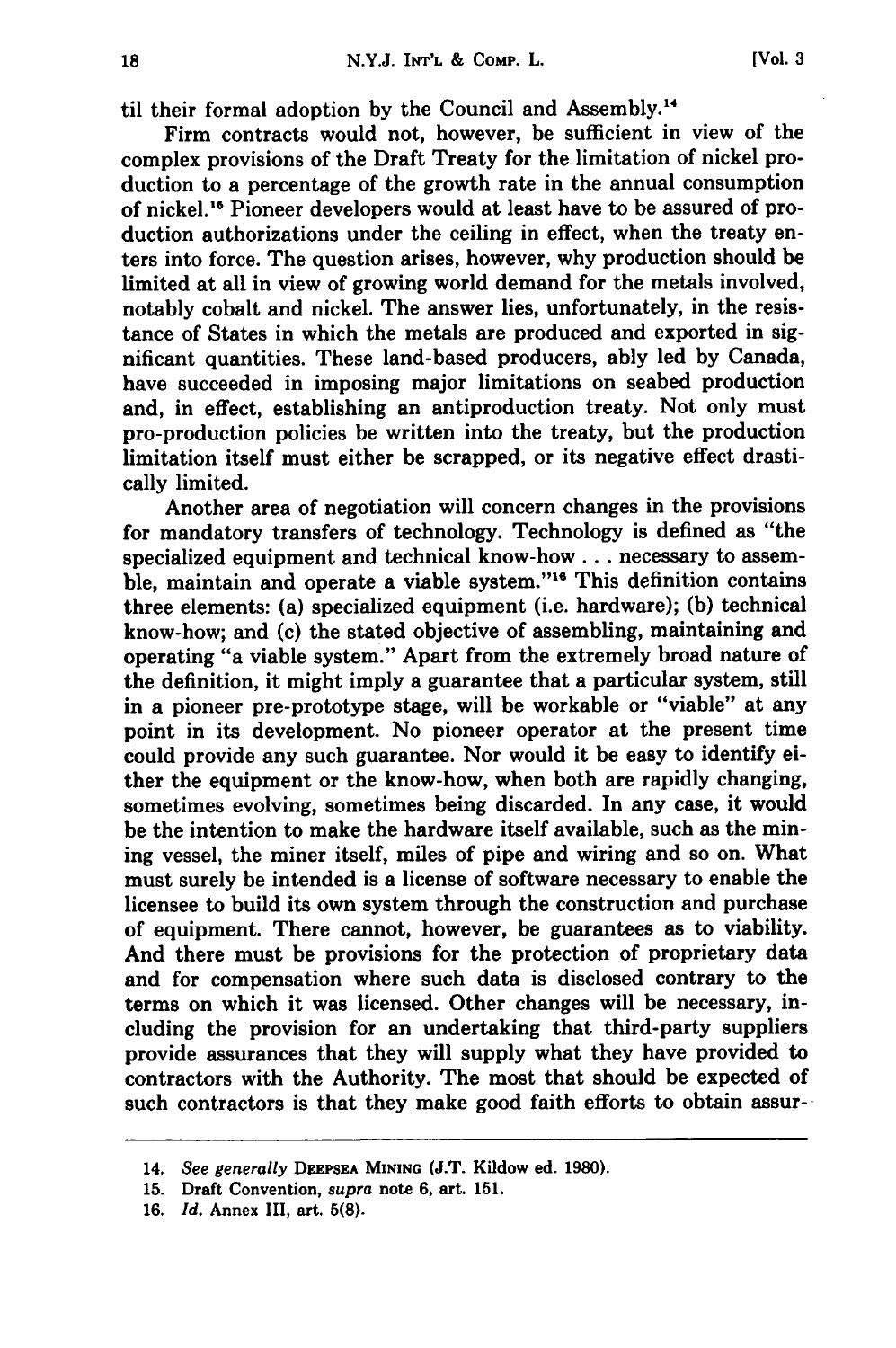til their formal adoption by the Council and Assembly.[14]

Firm contracts would not, however, be sufficient in view of the complex provisions of the Draft Treaty for the limitation of nickel production to a percentage of the growth rate in the annual consumption of nickel.[15] Pioneer developers would at least have to be assured of production authorizations under the ceiling in effect, when the treaty enters into force. The question arises, however, why production should be limited at all in view of growing world demand for the metals involved, notably cobalt and nickel. The answer lies, unfortunately, in the resistance of States in which the metals are produced and exported in significant quantities. These land-based producers, ably led by Canada, have succeeded in imposing major limitations on seabed production and, in effect, establishing an antiproduction treaty. Not only must pro-production policies be written into the treaty, but the production limitation itself must either be scrapped, or its negative effect drastically limited.

Another area of negotiation will concern changes in the provisions for mandatory transfers of technology. Technology is defined as "the specialized equipment and technical know-how . . . necessary to assemble, maintain and operate a viable system."[16] This definition contains three elements: (a) specialized equipment (i.e. hardware); (b) technical know-how; and (c) the stated objective of assembling, maintaining and operating "a viable system." Apart from the extremely broad nature of the definition, it might imply a guarantee that a particular system, still in a pioneer pre-prototype stage, will be workable or "viable" at any point in its development. No pioneer operator at the present time could provide any such guarantee. Nor would it be easy to identify either the equipment or the know-how, when both are rapidly changing, sometimes evolving, sometimes being discarded. In any case, it would be the intention to make the hardware itself available, such as the mining vessel, the miner itself, miles of pipe and wiring and so on. What must surely be intended is a license of software necessary to enable the licensee to build its own system through the construction and purchase of equipment. There cannot, however, be guarantees as to viability. And there must be provisions for the protection of proprietary data and for compensation where such data is disclosed contrary to the terms on which it was licensed. Other changes will be necessary, including the provision for an undertaking that third-party suppliers provide assurances that they will supply what they have provided to contractors with the Authority. The most that should be expected of such contractors is that they make good faith efforts to obtain assur-

---

14. *See generally* DEEPSEA MINING (J.T. Kildow ed. 1980).

15. Draft Convention, *supra* note 6, art. 151.

16. *Id.* Annex III, art. 5(8).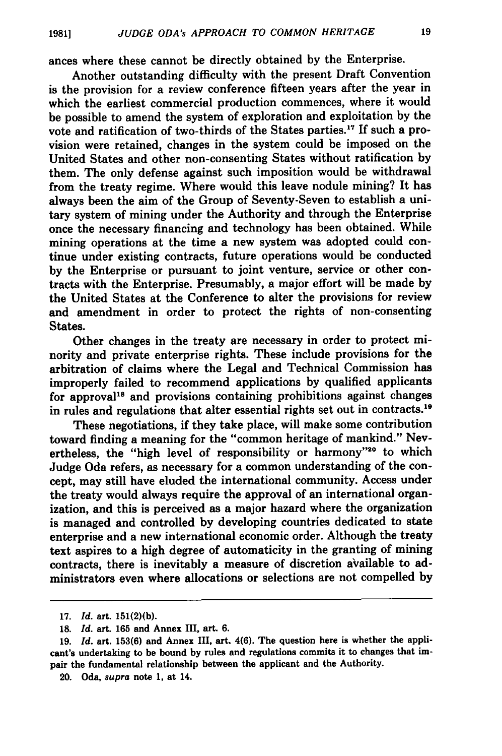ances where these cannot be directly obtained by the Enterprise.

Another outstanding difficulty with the present Draft Convention is the provision for a review conference fifteen years after the year in which the earliest commercial production commences, where it would be possible to amend the system of exploration and exploitation by the vote and ratification of two-thirds of the States parties.[17] If such a provision were retained, changes in the system could be imposed on the United States and other non-consenting States without ratification by them. The only defense against such imposition would be withdrawal from the treaty regime. Where would this leave nodule mining? It has always been the aim of the Group of Seventy-Seven to establish a unitary system of mining under the Authority and through the Enterprise once the necessary financing and technology has been obtained. While mining operations at the time a new system was adopted could continue under existing contracts, future operations would be conducted by the Enterprise or pursuant to joint venture, service or other contracts with the Enterprise. Presumably, a major effort will be made by the United States at the Conference to alter the provisions for review and amendment in order to protect the rights of non-consenting States.

Other changes in the treaty are necessary in order to protect minority and private enterprise rights. These include provisions for the arbitration of claims where the Legal and Technical Commission has improperly failed to recommend applications by qualified applicants for approval[18] and provisions containing prohibitions against changes in rules and regulations that alter essential rights set out in contracts.[19]

These negotiations, if they take place, will make some contribution toward finding a meaning for the "common heritage of mankind." Nevertheless, the "high level of responsibility or harmony"[20] to which Judge Oda refers, as necessary for a common understanding of the concept, may still have eluded the international community. Access under the treaty would always require the approval of an international organization, and this is perceived as a major hazard where the organization is managed and controlled by developing countries dedicated to state enterprise and a new international economic order. Although the treaty text aspires to a high degree of automaticity in the granting of mining contracts, there is inevitably a measure of discretion available to administrators even where allocations or selections are not compelled by

---

17. *Id.* art. 151(2)(b).

18. *Id.* art. 165 and Annex III, art. 6.

19. *Id.* art. 153(6) and Annex III, art. 4(6). The question here is whether the applicant's undertaking to be bound by rules and regulations commits it to changes that impair the fundamental relationship between the applicant and the Authority.

20. Oda, *supra* note 1, at 14.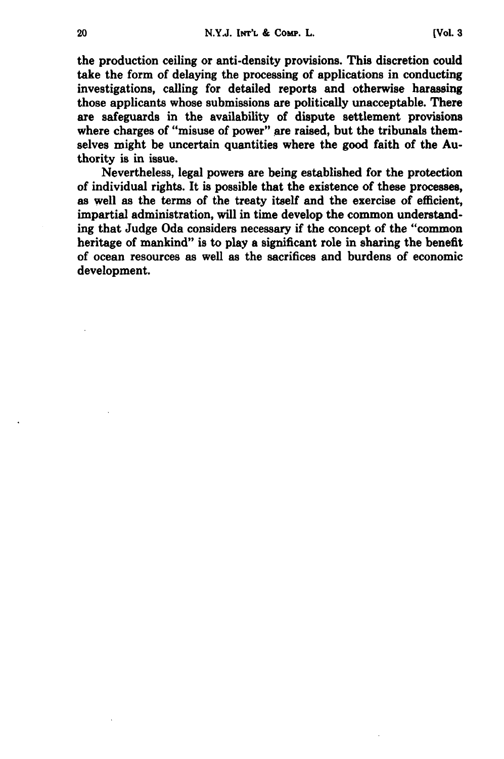the production ceiling or anti-density provisions. This discretion could take the form of delaying the processing of applications in conducting investigations, calling for detailed reports and otherwise harassing those applicants whose submissions are politically unacceptable. There are safeguards in the availability of dispute settlement provisions where charges of "misuse of power" are raised, but the tribunals themselves might be uncertain quantities where the good faith of the Authority is in issue.

Nevertheless, legal powers are being established for the protection of individual rights. It is possible that the existence of these processes, as well as the terms of the treaty itself and the exercise of efficient, impartial administration, will in time develop the common understanding that Judge Oda considers necessary if the concept of the "common heritage of mankind" is to play a significant role in sharing the benefit of ocean resources as well as the sacrifices and burdens of economic development.